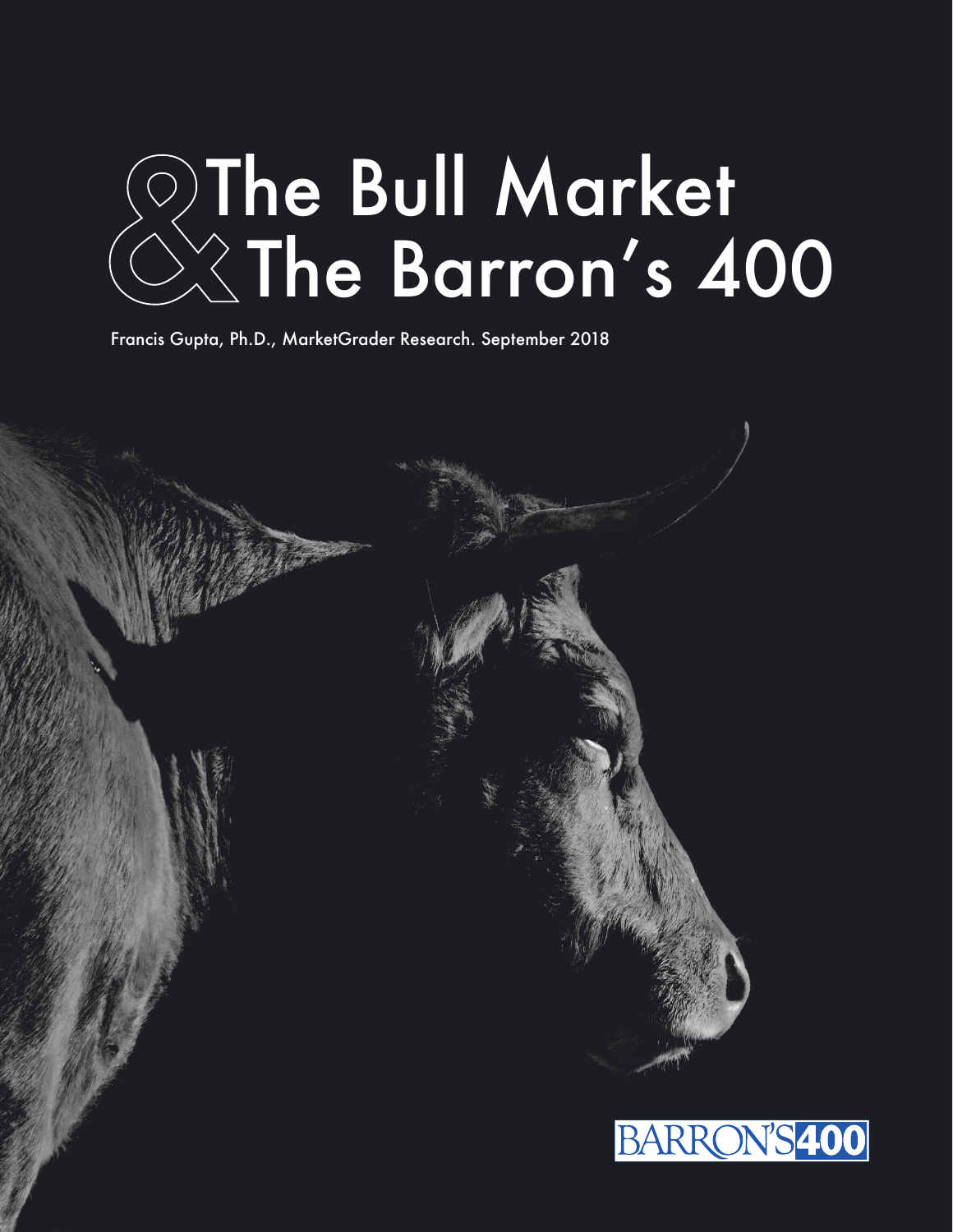# The Bull Market & The Barron's 400

Francis Gupta, Ph.D., MarketGrader Research. September 2018

BARRON'S 400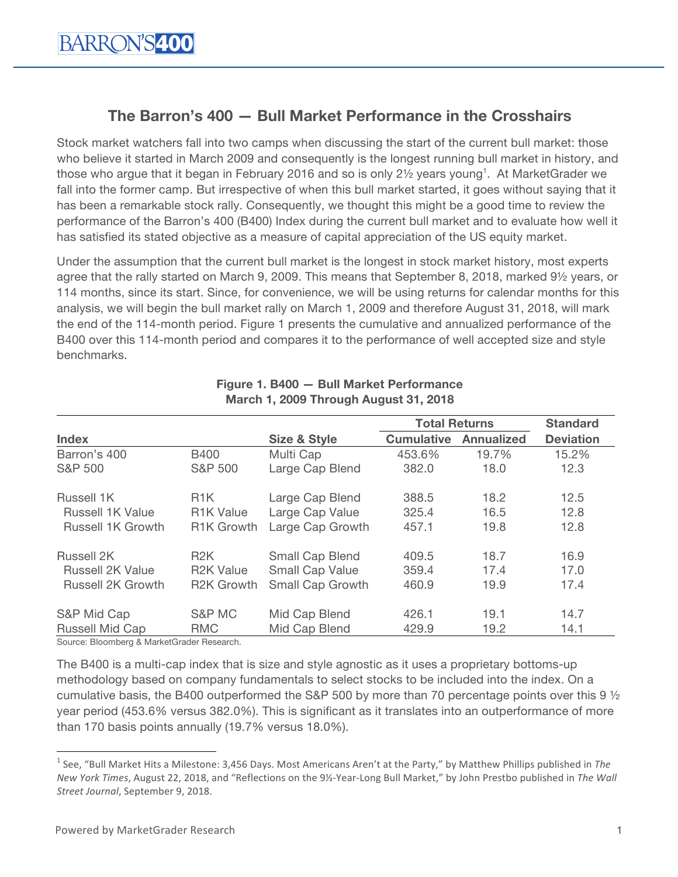## The Barron's 400 — Bull Market Performance in the Crosshairs

Stock market watchers fall into two camps when discussing the start of the current bull market: those who believe it started in March 2009 and consequently is the longest running bull market in history, and those who argue that it began in February 2016 and so is only 2½ years young[1]. At MarketGrader we fall into the former camp. But irrespective of when this bull market started, it goes without saying that it has been a remarkable stock rally. Consequently, we thought this might be a good time to review the performance of the Barron's 400 (B400) Index during the current bull market and to evaluate how well it has satisfied its stated objective as a measure of capital appreciation of the US equity market.

Under the assumption that the current bull market is the longest in stock market history, most experts agree that the rally started on March 9, 2009. This means that September 8, 2018, marked 9½ years, or 114 months, since its start. Since, for convenience, we will be using returns for calendar months for this analysis, we will begin the bull market rally on March 1, 2009 and therefore August 31, 2018, will mark the end of the 114-month period. Figure 1 presents the cumulative and annualized performance of the B400 over this 114-month period and compares it to the performance of well accepted size and style benchmarks.

**Figure 1. B400 — Bull Market Performance**
**March 1, 2009 Through August 31, 2018**

| | | | Total Returns | | Standard |
|---|---|---|---|---|---|
| **Index** | | **Size & Style** | **Cumulative** | **Annualized** | **Deviation** |
| Barron's 400 | B400 | Multi Cap | 453.6% | 19.7% | 15.2% |
| S&P 500 | S&P 500 | Large Cap Blend | 382.0 | 18.0 | 12.3 |
| Russell 1K | R1K | Large Cap Blend | 388.5 | 18.2 | 12.5 |
| Russell 1K Value | R1K Value | Large Cap Value | 325.4 | 16.5 | 12.8 |
| Russell 1K Growth | R1K Growth | Large Cap Growth | 457.1 | 19.8 | 12.8 |
| Russell 2K | R2K | Small Cap Blend | 409.5 | 18.7 | 16.9 |
| Russell 2K Value | R2K Value | Small Cap Value | 359.4 | 17.4 | 17.0 |
| Russell 2K Growth | R2K Growth | Small Cap Growth | 460.9 | 19.9 | 17.4 |
| S&P Mid Cap | S&P MC | Mid Cap Blend | 426.1 | 19.1 | 14.7 |
| Russell Mid Cap | RMC | Mid Cap Blend | 429.9 | 19.2 | 14.1 |

Source: Bloomberg & MarketGrader Research.

The B400 is a multi-cap index that is size and style agnostic as it uses a proprietary bottoms-up methodology based on company fundamentals to select stocks to be included into the index. On a cumulative basis, the B400 outperformed the S&P 500 by more than 70 percentage points over this 9 ½ year period (453.6% versus 382.0%). This is significant as it translates into an outperformance of more than 170 basis points annually (19.7% versus 18.0%).

[1] See, "Bull Market Hits a Milestone: 3,456 Days. Most Americans Aren't at the Party," by Matthew Phillips published in *The New York Times*, August 22, 2018, and "Reflections on the 9½-Year-Long Bull Market," by John Prestbo published in *The Wall Street Journal*, September 9, 2018.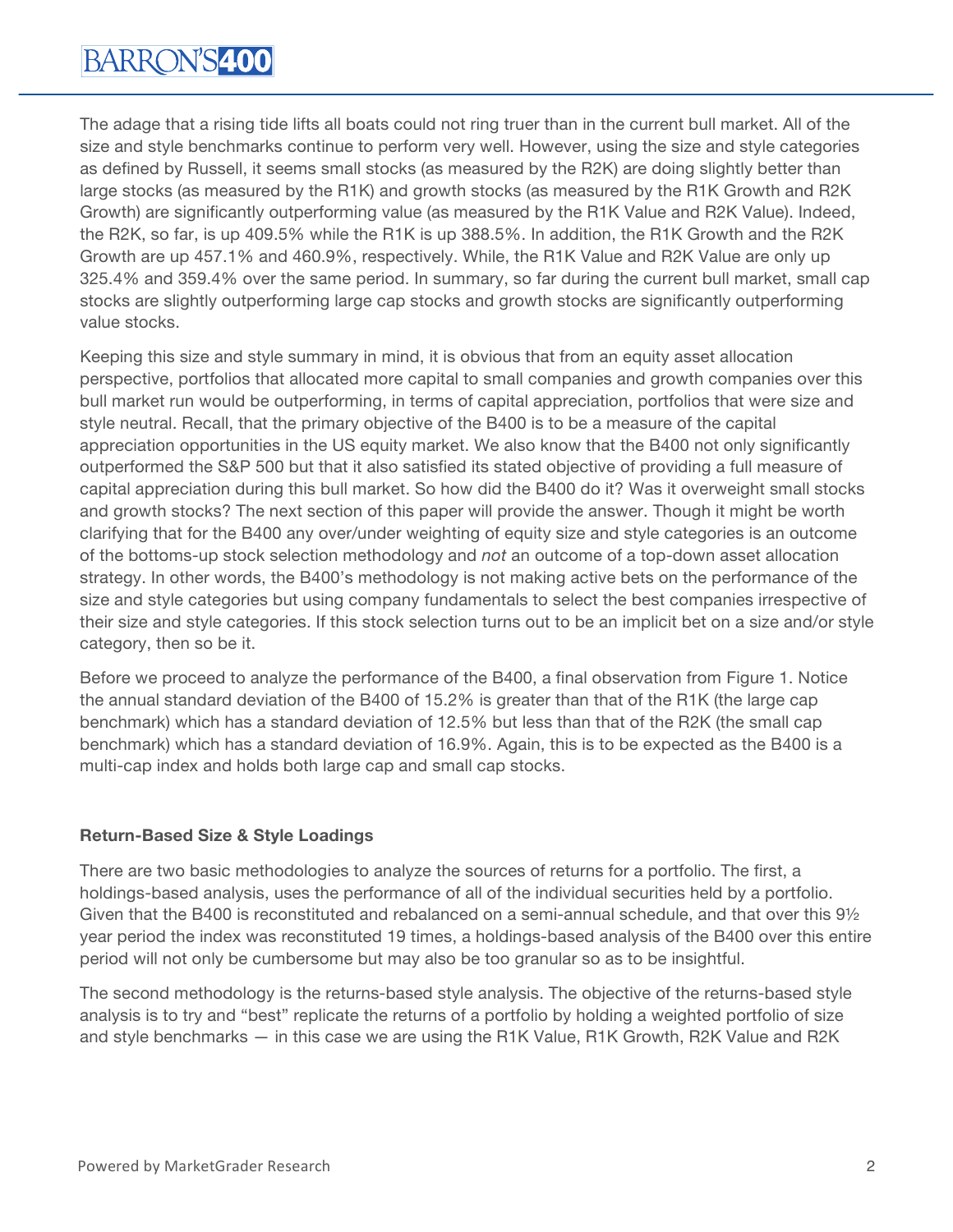The adage that a rising tide lifts all boats could not ring truer than in the current bull market. All of the size and style benchmarks continue to perform very well. However, using the size and style categories as defined by Russell, it seems small stocks (as measured by the R2K) are doing slightly better than large stocks (as measured by the R1K) and growth stocks (as measured by the R1K Growth and R2K Growth) are significantly outperforming value (as measured by the R1K Value and R2K Value). Indeed, the R2K, so far, is up 409.5% while the R1K is up 388.5%. In addition, the R1K Growth and the R2K Growth are up 457.1% and 460.9%, respectively. While, the R1K Value and R2K Value are only up 325.4% and 359.4% over the same period. In summary, so far during the current bull market, small cap stocks are slightly outperforming large cap stocks and growth stocks are significantly outperforming value stocks.

Keeping this size and style summary in mind, it is obvious that from an equity asset allocation perspective, portfolios that allocated more capital to small companies and growth companies over this bull market run would be outperforming, in terms of capital appreciation, portfolios that were size and style neutral. Recall, that the primary objective of the B400 is to be a measure of the capital appreciation opportunities in the US equity market. We also know that the B400 not only significantly outperformed the S&P 500 but that it also satisfied its stated objective of providing a full measure of capital appreciation during this bull market. So how did the B400 do it? Was it overweight small stocks and growth stocks? The next section of this paper will provide the answer. Though it might be worth clarifying that for the B400 any over/under weighting of equity size and style categories is an outcome of the bottoms-up stock selection methodology and *not* an outcome of a top-down asset allocation strategy. In other words, the B400's methodology is not making active bets on the performance of the size and style categories but using company fundamentals to select the best companies irrespective of their size and style categories. If this stock selection turns out to be an implicit bet on a size and/or style category, then so be it.

Before we proceed to analyze the performance of the B400, a final observation from Figure 1. Notice the annual standard deviation of the B400 of 15.2% is greater than that of the R1K (the large cap benchmark) which has a standard deviation of 12.5% but less than that of the R2K (the small cap benchmark) which has a standard deviation of 16.9%. Again, this is to be expected as the B400 is a multi-cap index and holds both large cap and small cap stocks.

### Return-Based Size & Style Loadings

There are two basic methodologies to analyze the sources of returns for a portfolio. The first, a holdings-based analysis, uses the performance of all of the individual securities held by a portfolio. Given that the B400 is reconstituted and rebalanced on a semi-annual schedule, and that over this 9½ year period the index was reconstituted 19 times, a holdings-based analysis of the B400 over this entire period will not only be cumbersome but may also be too granular so as to be insightful.

The second methodology is the returns-based style analysis. The objective of the returns-based style analysis is to try and "best" replicate the returns of a portfolio by holding a weighted portfolio of size and style benchmarks — in this case we are using the R1K Value, R1K Growth, R2K Value and R2K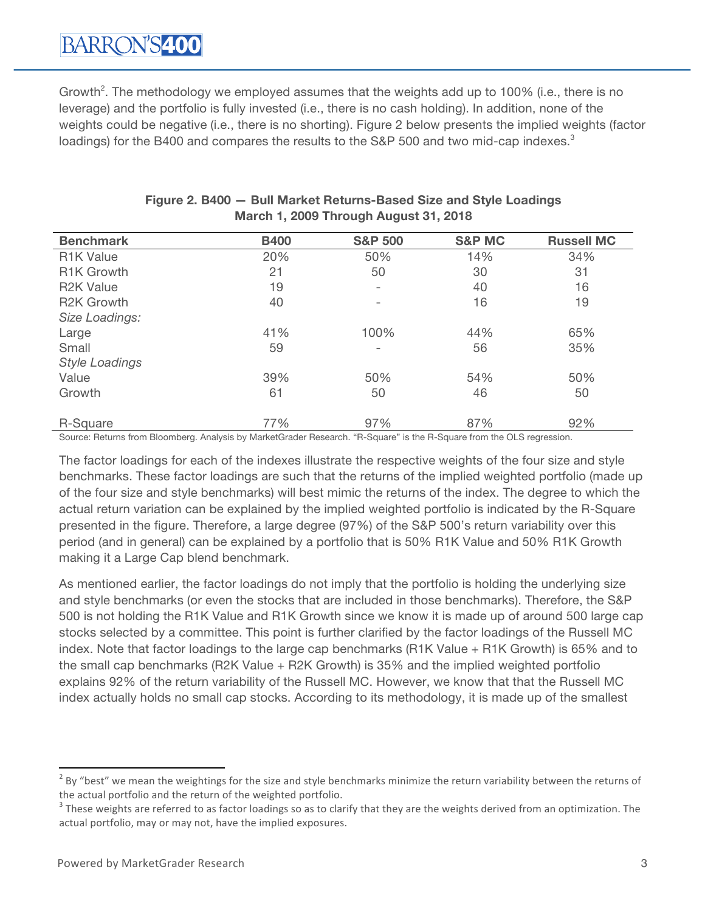Growth[2]. The methodology we employed assumes that the weights add up to 100% (i.e., there is no leverage) and the portfolio is fully invested (i.e., there is no cash holding). In addition, none of the weights could be negative (i.e., there is no shorting). Figure 2 below presents the implied weights (factor loadings) for the B400 and compares the results to the S&P 500 and two mid-cap indexes.[3]

**Figure 2. B400 — Bull Market Returns-Based Size and Style Loadings**
**March 1, 2009 Through August 31, 2018**

| Benchmark | B400 | S&P 500 | S&P MC | Russell MC |
|---|---|---|---|---|
| R1K Value | 20% | 50% | 14% | 34% |
| R1K Growth | 21 | 50 | 30 | 31 |
| R2K Value | 19 | - | 40 | 16 |
| R2K Growth | 40 | - | 16 | 19 |
| *Size Loadings:* | | | | |
| Large | 41% | 100% | 44% | 65% |
| Small | 59 | - | 56 | 35% |
| *Style Loadings* | | | | |
| Value | 39% | 50% | 54% | 50% |
| Growth | 61 | 50 | 46 | 50 |
| R-Square | 77% | 97% | 87% | 92% |

Source: Returns from Bloomberg. Analysis by MarketGrader Research. "R-Square" is the R-Square from the OLS regression.

The factor loadings for each of the indexes illustrate the respective weights of the four size and style benchmarks. These factor loadings are such that the returns of the implied weighted portfolio (made up of the four size and style benchmarks) will best mimic the returns of the index. The degree to which the actual return variation can be explained by the implied weighted portfolio is indicated by the R-Square presented in the figure. Therefore, a large degree (97%) of the S&P 500's return variability over this period (and in general) can be explained by a portfolio that is 50% R1K Value and 50% R1K Growth making it a Large Cap blend benchmark.

As mentioned earlier, the factor loadings do not imply that the portfolio is holding the underlying size and style benchmarks (or even the stocks that are included in those benchmarks). Therefore, the S&P 500 is not holding the R1K Value and R1K Growth since we know it is made up of around 500 large cap stocks selected by a committee. This point is further clarified by the factor loadings of the Russell MC index. Note that factor loadings to the large cap benchmarks (R1K Value + R1K Growth) is 65% and to the small cap benchmarks (R2K Value + R2K Growth) is 35% and the implied weighted portfolio explains 92% of the return variability of the Russell MC. However, we know that that the Russell MC index actually holds no small cap stocks. According to its methodology, it is made up of the smallest

---

[2] By "best" we mean the weightings for the size and style benchmarks minimize the return variability between the returns of the actual portfolio and the return of the weighted portfolio.

[3] These weights are referred to as factor loadings so as to clarify that they are the weights derived from an optimization. The actual portfolio, may or may not, have the implied exposures.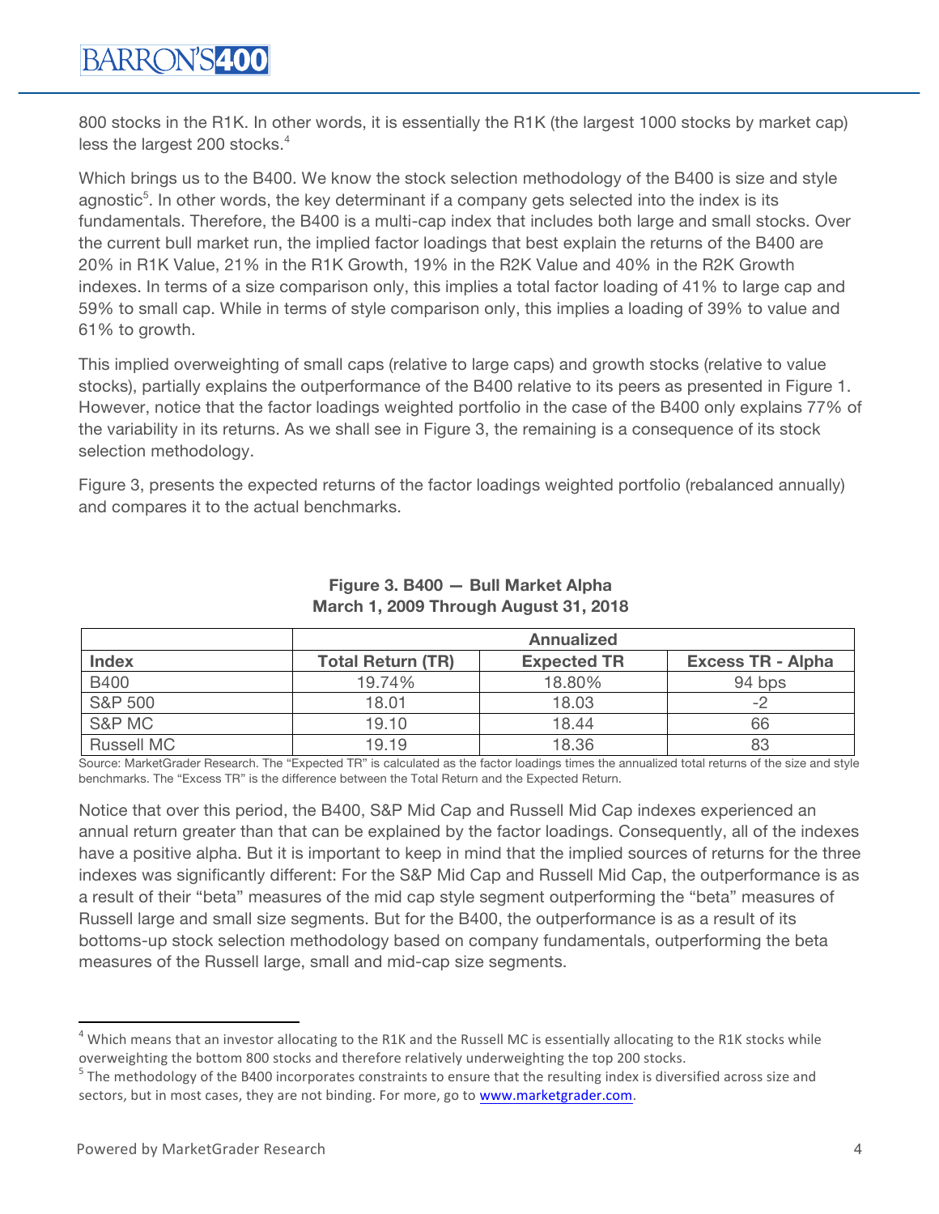800 stocks in the R1K. In other words, it is essentially the R1K (the largest 1000 stocks by market cap) less the largest 200 stocks.[4]

Which brings us to the B400. We know the stock selection methodology of the B400 is size and style agnostic[5]. In other words, the key determinant if a company gets selected into the index is its fundamentals. Therefore, the B400 is a multi-cap index that includes both large and small stocks. Over the current bull market run, the implied factor loadings that best explain the returns of the B400 are 20% in R1K Value, 21% in the R1K Growth, 19% in the R2K Value and 40% in the R2K Growth indexes. In terms of a size comparison only, this implies a total factor loading of 41% to large cap and 59% to small cap. While in terms of style comparison only, this implies a loading of 39% to value and 61% to growth.

This implied overweighting of small caps (relative to large caps) and growth stocks (relative to value stocks), partially explains the outperformance of the B400 relative to its peers as presented in Figure 1. However, notice that the factor loadings weighted portfolio in the case of the B400 only explains 77% of the variability in its returns. As we shall see in Figure 3, the remaining is a consequence of its stock selection methodology.

Figure 3, presents the expected returns of the factor loadings weighted portfolio (rebalanced annually) and compares it to the actual benchmarks.

**Figure 3. B400 — Bull Market Alpha**
**March 1, 2009 Through August 31, 2018**

| | Annualized | | |
|---|---|---|---|
| **Index** | **Total Return (TR)** | **Expected TR** | **Excess TR - Alpha** |
| B400 | 19.74% | 18.80% | 94 bps |
| S&P 500 | 18.01 | 18.03 | -2 |
| S&P MC | 19.10 | 18.44 | 66 |
| Russell MC | 19.19 | 18.36 | 83 |

Source: MarketGrader Research. The "Expected TR" is calculated as the factor loadings times the annualized total returns of the size and style benchmarks. The "Excess TR" is the difference between the Total Return and the Expected Return.

Notice that over this period, the B400, S&P Mid Cap and Russell Mid Cap indexes experienced an annual return greater than that can be explained by the factor loadings. Consequently, all of the indexes have a positive alpha. But it is important to keep in mind that the implied sources of returns for the three indexes was significantly different: For the S&P Mid Cap and Russell Mid Cap, the outperformance is as a result of their "beta" measures of the mid cap style segment outperforming the "beta" measures of Russell large and small size segments. But for the B400, the outperformance is as a result of its bottoms-up stock selection methodology based on company fundamentals, outperforming the beta measures of the Russell large, small and mid-cap size segments.

---

[4] Which means that an investor allocating to the R1K and the Russell MC is essentially allocating to the R1K stocks while overweighting the bottom 800 stocks and therefore relatively underweighting the top 200 stocks.

[5] The methodology of the B400 incorporates constraints to ensure that the resulting index is diversified across size and sectors, but in most cases, they are not binding. For more, go to www.marketgrader.com.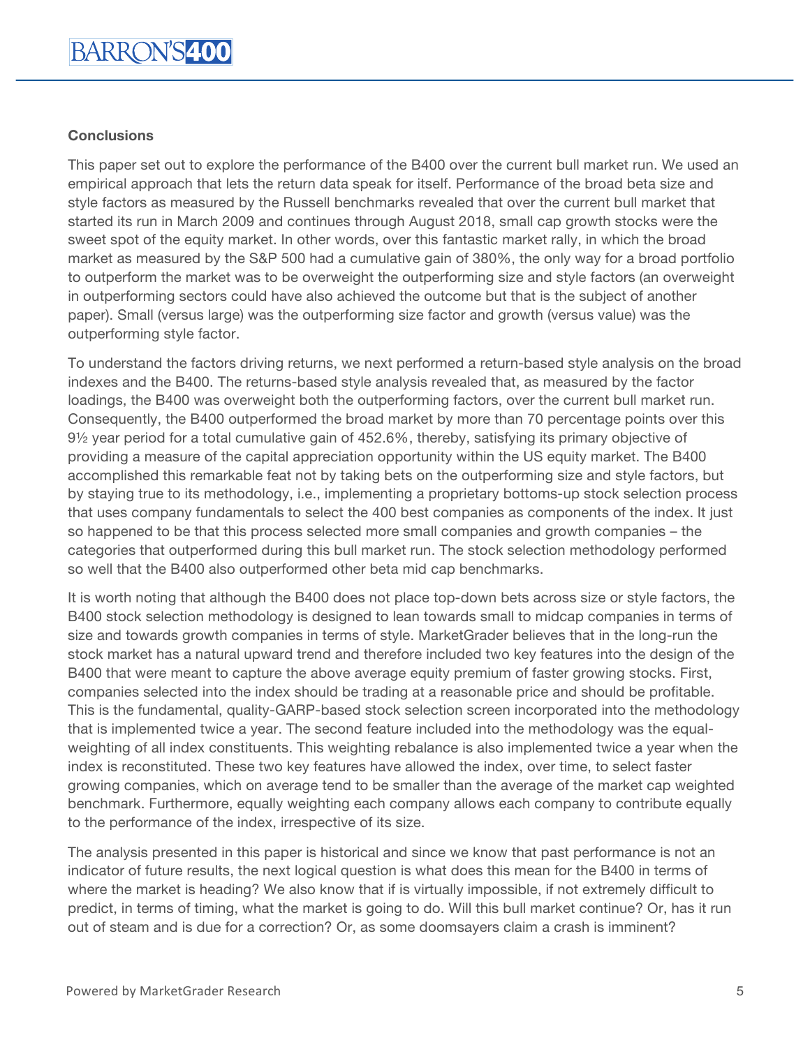**Conclusions**

This paper set out to explore the performance of the B400 over the current bull market run. We used an empirical approach that lets the return data speak for itself. Performance of the broad beta size and style factors as measured by the Russell benchmarks revealed that over the current bull market that started its run in March 2009 and continues through August 2018, small cap growth stocks were the sweet spot of the equity market. In other words, over this fantastic market rally, in which the broad market as measured by the S&P 500 had a cumulative gain of 380%, the only way for a broad portfolio to outperform the market was to be overweight the outperforming size and style factors (an overweight in outperforming sectors could have also achieved the outcome but that is the subject of another paper). Small (versus large) was the outperforming size factor and growth (versus value) was the outperforming style factor.

To understand the factors driving returns, we next performed a return-based style analysis on the broad indexes and the B400. The returns-based style analysis revealed that, as measured by the factor loadings, the B400 was overweight both the outperforming factors, over the current bull market run. Consequently, the B400 outperformed the broad market by more than 70 percentage points over this 9½ year period for a total cumulative gain of 452.6%, thereby, satisfying its primary objective of providing a measure of the capital appreciation opportunity within the US equity market. The B400 accomplished this remarkable feat not by taking bets on the outperforming size and style factors, but by staying true to its methodology, i.e., implementing a proprietary bottoms-up stock selection process that uses company fundamentals to select the 400 best companies as components of the index. It just so happened to be that this process selected more small companies and growth companies – the categories that outperformed during this bull market run. The stock selection methodology performed so well that the B400 also outperformed other beta mid cap benchmarks.

It is worth noting that although the B400 does not place top-down bets across size or style factors, the B400 stock selection methodology is designed to lean towards small to midcap companies in terms of size and towards growth companies in terms of style. MarketGrader believes that in the long-run the stock market has a natural upward trend and therefore included two key features into the design of the B400 that were meant to capture the above average equity premium of faster growing stocks. First, companies selected into the index should be trading at a reasonable price and should be profitable. This is the fundamental, quality-GARP-based stock selection screen incorporated into the methodology that is implemented twice a year. The second feature included into the methodology was the equal-weighting of all index constituents. This weighting rebalance is also implemented twice a year when the index is reconstituted. These two key features have allowed the index, over time, to select faster growing companies, which on average tend to be smaller than the average of the market cap weighted benchmark. Furthermore, equally weighting each company allows each company to contribute equally to the performance of the index, irrespective of its size.

The analysis presented in this paper is historical and since we know that past performance is not an indicator of future results, the next logical question is what does this mean for the B400 in terms of where the market is heading? We also know that if is virtually impossible, if not extremely difficult to predict, in terms of timing, what the market is going to do. Will this bull market continue? Or, has it run out of steam and is due for a correction? Or, as some doomsayers claim a crash is imminent?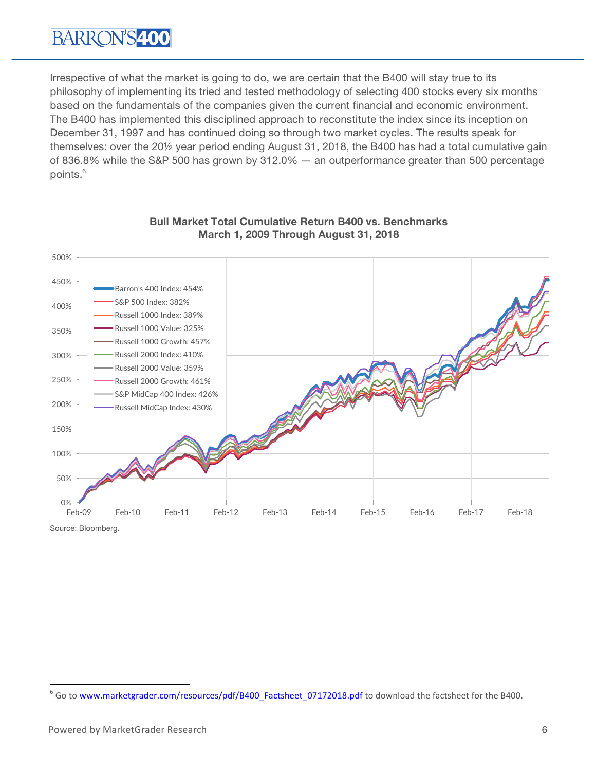Irrespective of what the market is going to do, we are certain that the B400 will stay true to its philosophy of implementing its tried and tested methodology of selecting 400 stocks every six months based on the fundamentals of the companies given the current financial and economic environment. The B400 has implemented this disciplined approach to reconstitute the index since its inception on December 31, 1997 and has continued doing so through two market cycles. The results speak for themselves: over the 20½ year period ending August 31, 2018, the B400 has had a total cumulative gain of 836.8% while the S&P 500 has grown by 312.0% — an outperformance greater than 500 percentage points.[6]

**Bull Market Total Cumulative Return B400 vs. Benchmarks**
**March 1, 2009 Through August 31, 2018**

500%
450%
400%
350%
300%
250%
200%
150%
100%
50%
0%

Feb-09 Feb-10 Feb-11 Feb-12 Feb-13 Feb-14 Feb-15 Feb-16 Feb-17 Feb-18

Barron's 400 Index: 454%
S&P 500 Index: 382%
Russell 1000 Index: 389%
Russell 1000 Value: 325%
Russell 1000 Growth: 457%
Russell 2000 Index: 410%
Russell 2000 Value: 359%
Russell 2000 Growth: 461%
S&P MidCap 400 Index: 426%
Russell MidCap Index: 430%

Source: Bloomberg.

[6] Go to www.marketgrader.com/resources/pdf/B400_Factsheet_07172018.pdf to download the factsheet for the B400.